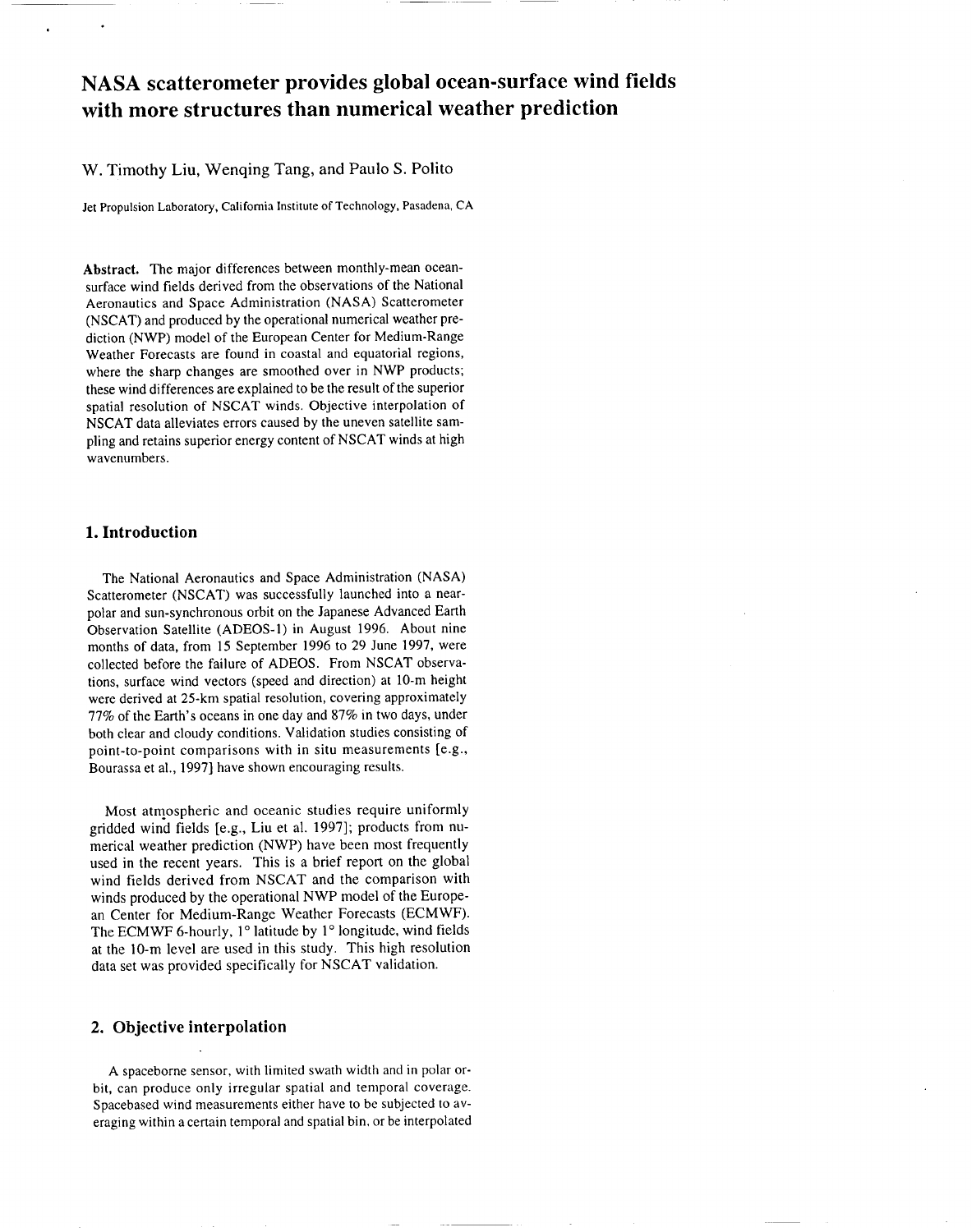# NASA scatterometer provides global ocean-surface wind fields with more structures than numerical weather prediction

W. Timothy Liu, Wenqing Tang, and Paulo S. Polito

Jet Propulsion Laboratory, California Institute of Technology, Pasadena, CA

**Abstract.** The major differences between monthly-mean ocean-surface wind fields derived from the observations of the National Aeronautics and Space Administration (NASA) Scatterometer (NSCAT) and produced by the operational numerical weather prediction (NWP) model of the European Center for Medium-Range Weather Forecasts are found in coastal and equatorial regions, where the sharp changes are smoothed over in NWP products; these wind differences are explained to be the result of the superior spatial resolution of NSCAT winds. Objective interpolation of NSCAT data alleviates errors caused by the uneven satellite sampling and retains superior energy content of NSCAT winds at high wavenumbers.

## 1. Introduction

The National Aeronautics and Space Administration (NASA) Scatterometer (NSCAT) was successfully launched into a near-polar and sun-synchronous orbit on the Japanese Advanced Earth Observation Satellite (ADEOS-1) in August 1996. About nine months of data, from 15 September 1996 to 29 June 1997, were collected before the failure of ADEOS. From NSCAT observations, surface wind vectors (speed and direction) at 10-m height were derived at 25-km spatial resolution, covering approximately 77% of the Earth's oceans in one day and 87% in two days, under both clear and cloudy conditions. Validation studies consisting of point-to-point comparisons with in situ measurements [e.g., Bourassa et al., 1997] have shown encouraging results.

Most atmospheric and oceanic studies require uniformly gridded wind fields [e.g., Liu et al. 1997]; products from numerical weather prediction (NWP) have been most frequently used in the recent years. This is a brief report on the global wind fields derived from NSCAT and the comparison with winds produced by the operational NWP model of the European Center for Medium-Range Weather Forecasts (ECMWF). The ECMWF 6-hourly, 1° latitude by 1° longitude, wind fields at the 10-m level are used in this study. This high resolution data set was provided specifically for NSCAT validation.

## 2. Objective interpolation

A spaceborne sensor, with limited swath width and in polar orbit, can produce only irregular spatial and temporal coverage. Spacebased wind measurements either have to be subjected to averaging within a certain temporal and spatial bin, or be interpolated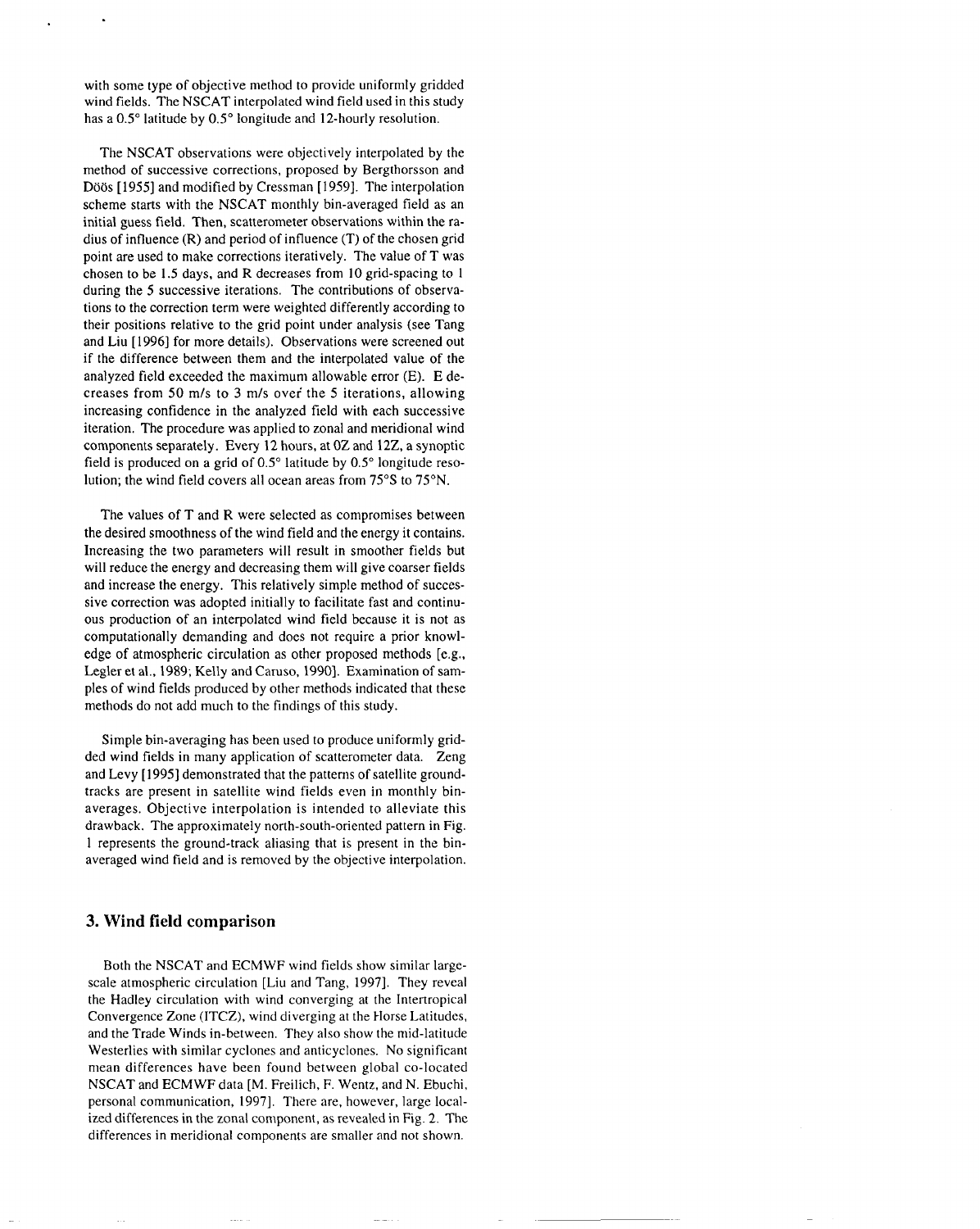with some type of objective method to provide uniformly gridded wind fields. The NSCAT interpolated wind field used in this study has a 0.5° latitude by 0.5° longitude and 12-hourly resolution.

The NSCAT observations were objectively interpolated by the method of successive corrections, proposed by Bergthorsson and Döös [1955] and modified by Cressman [1959]. The interpolation scheme starts with the NSCAT monthly bin-averaged field as an initial guess field. Then, scatterometer observations within the radius of influence (R) and period of influence (T) of the chosen grid point are used to make corrections iteratively. The value of T was chosen to be 1.5 days, and R decreases from 10 grid-spacing to 1 during the 5 successive iterations. The contributions of observations to the correction term were weighted differently according to their positions relative to the grid point under analysis (see Tang and Liu [1996] for more details). Observations were screened out if the difference between them and the interpolated value of the analyzed field exceeded the maximum allowable error (E). E decreases from 50 m/s to 3 m/s over the 5 iterations, allowing increasing confidence in the analyzed field with each successive iteration. The procedure was applied to zonal and meridional wind components separately. Every 12 hours, at 0Z and 12Z, a synoptic field is produced on a grid of 0.5° latitude by 0.5° longitude resolution; the wind field covers all ocean areas from 75°S to 75°N.

The values of T and R were selected as compromises between the desired smoothness of the wind field and the energy it contains. Increasing the two parameters will result in smoother fields but will reduce the energy and decreasing them will give coarser fields and increase the energy. This relatively simple method of successive correction was adopted initially to facilitate fast and continuous production of an interpolated wind field because it is not as computationally demanding and does not require a prior knowledge of atmospheric circulation as other proposed methods [e.g., Legler et al., 1989; Kelly and Caruso, 1990]. Examination of samples of wind fields produced by other methods indicated that these methods do not add much to the findings of this study.

Simple bin-averaging has been used to produce uniformly gridded wind fields in many application of scatterometer data. Zeng and Levy [1995] demonstrated that the patterns of satellite ground-tracks are present in satellite wind fields even in monthly bin-averages. Objective interpolation is intended to alleviate this drawback. The approximately north-south-oriented pattern in Fig. 1 represents the ground-track aliasing that is present in the bin-averaged wind field and is removed by the objective interpolation.

## 3. Wind field comparison

Both the NSCAT and ECMWF wind fields show similar large-scale atmospheric circulation [Liu and Tang, 1997]. They reveal the Hadley circulation with wind converging at the Intertropical Convergence Zone (ITCZ), wind diverging at the Horse Latitudes, and the Trade Winds in-between. They also show the mid-latitude Westerlies with similar cyclones and anticyclones. No significant mean differences have been found between global co-located NSCAT and ECMWF data [M. Freilich, F. Wentz, and N. Ebuchi, personal communication, 1997]. There are, however, large localized differences in the zonal component, as revealed in Fig. 2. The differences in meridional components are smaller and not shown.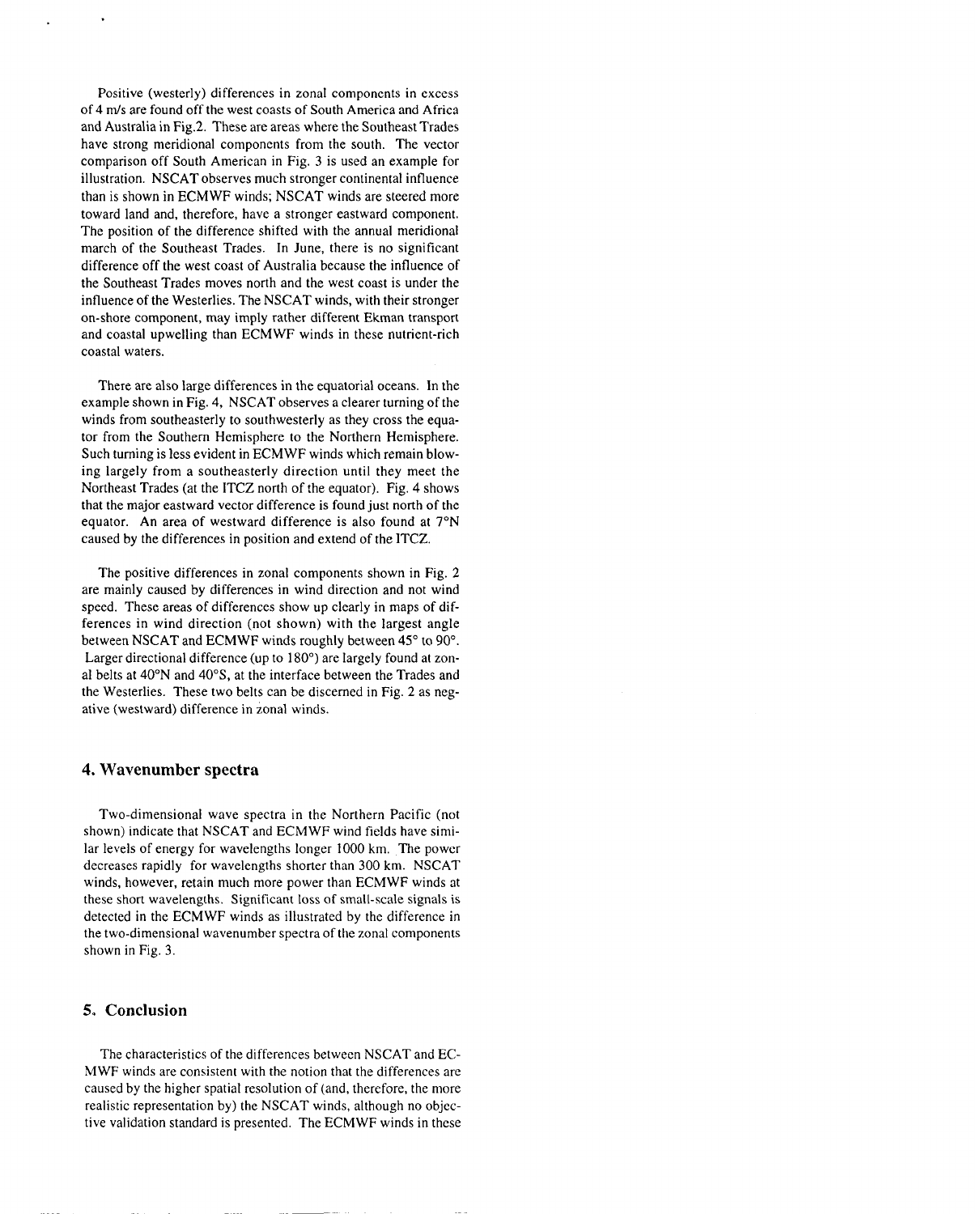Positive (westerly) differences in zonal components in excess of 4 m/s are found off the west coasts of South America and Africa and Australia in Fig.2. These are areas where the Southeast Trades have strong meridional components from the south. The vector comparison off South American in Fig. 3 is used an example for illustration. NSCAT observes much stronger continental influence than is shown in ECMWF winds; NSCAT winds are steered more toward land and, therefore, have a stronger eastward component. The position of the difference shifted with the annual meridional march of the Southeast Trades. In June, there is no significant difference off the west coast of Australia because the influence of the Southeast Trades moves north and the west coast is under the influence of the Westerlies. The NSCAT winds, with their stronger on-shore component, may imply rather different Ekman transport and coastal upwelling than ECMWF winds in these nutrient-rich coastal waters.

There are also large differences in the equatorial oceans. In the example shown in Fig. 4, NSCAT observes a clearer turning of the winds from southeasterly to southwesterly as they cross the equator from the Southern Hemisphere to the Northern Hemisphere. Such turning is less evident in ECMWF winds which remain blowing largely from a southeasterly direction until they meet the Northeast Trades (at the ITCZ north of the equator). Fig. 4 shows that the major eastward vector difference is found just north of the equator. An area of westward difference is also found at 7°N caused by the differences in position and extend of the ITCZ.

The positive differences in zonal components shown in Fig. 2 are mainly caused by differences in wind direction and not wind speed. These areas of differences show up clearly in maps of differences in wind direction (not shown) with the largest angle between NSCAT and ECMWF winds roughly between 45° to 90°. Larger directional difference (up to 180°) are largely found at zonal belts at 40°N and 40°S, at the interface between the Trades and the Westerlies. These two belts can be discerned in Fig. 2 as negative (westward) difference in zonal winds.

## 4. Wavenumber spectra

Two-dimensional wave spectra in the Northern Pacific (not shown) indicate that NSCAT and ECMWF wind fields have similar levels of energy for wavelengths longer 1000 km. The power decreases rapidly for wavelengths shorter than 300 km. NSCAT winds, however, retain much more power than ECMWF winds at these short wavelengths. Significant loss of small-scale signals is detected in the ECMWF winds as illustrated by the difference in the two-dimensional wavenumber spectra of the zonal components shown in Fig. 3.

## 5. Conclusion

The characteristics of the differences between NSCAT and ECMWF winds are consistent with the notion that the differences are caused by the higher spatial resolution of (and, therefore, the more realistic representation by) the NSCAT winds, although no objective validation standard is presented. The ECMWF winds in these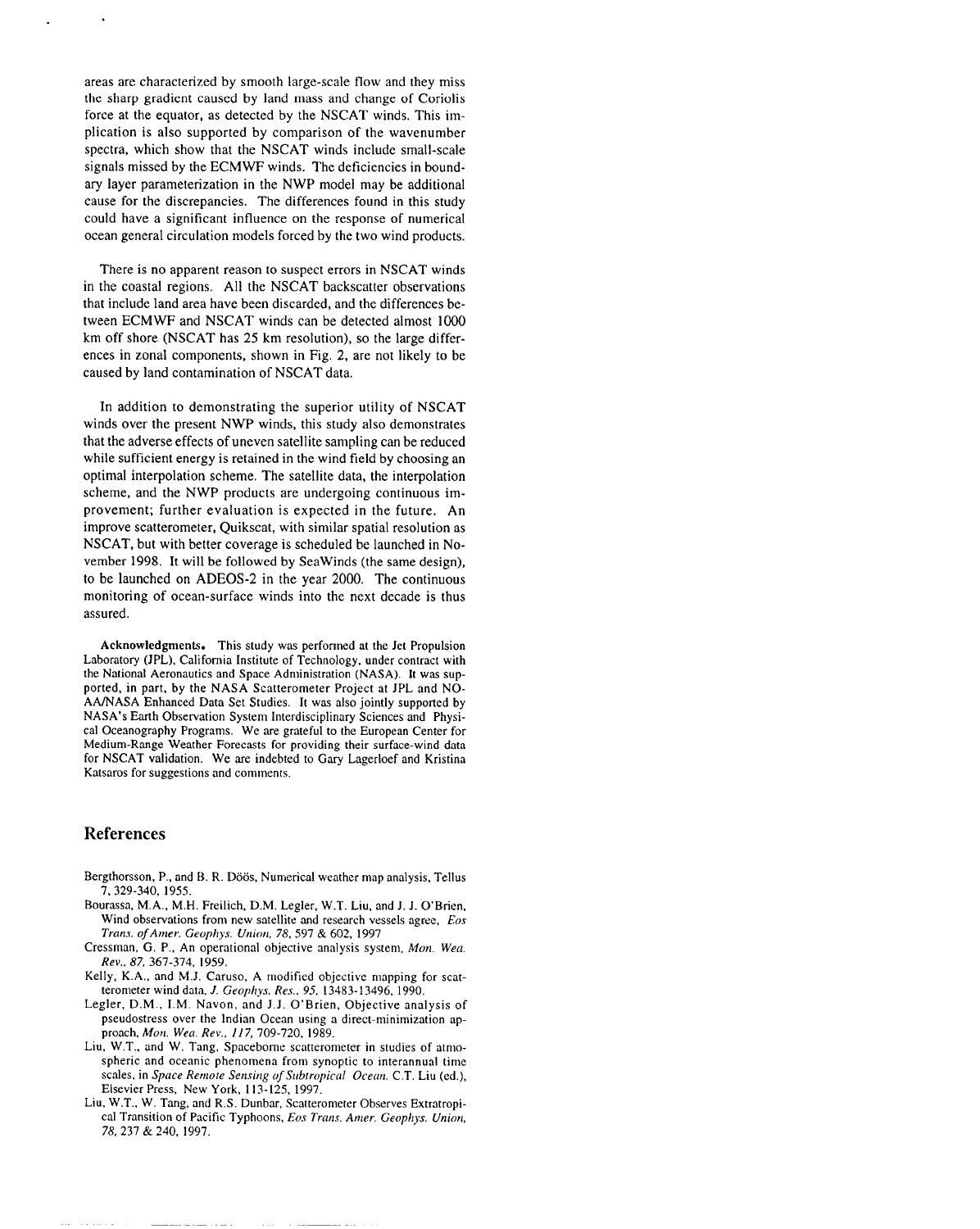areas are characterized by smooth large-scale flow and they miss the sharp gradient caused by land mass and change of Coriolis force at the equator, as detected by the NSCAT winds. This implication is also supported by comparison of the wavenumber spectra, which show that the NSCAT winds include small-scale signals missed by the ECMWF winds. The deficiencies in boundary layer parameterization in the NWP model may be additional cause for the discrepancies. The differences found in this study could have a significant influence on the response of numerical ocean general circulation models forced by the two wind products.

There is no apparent reason to suspect errors in NSCAT winds in the coastal regions. All the NSCAT backscatter observations that include land area have been discarded, and the differences between ECMWF and NSCAT winds can be detected almost 1000 km off shore (NSCAT has 25 km resolution), so the large differences in zonal components, shown in Fig. 2, are not likely to be caused by land contamination of NSCAT data.

In addition to demonstrating the superior utility of NSCAT winds over the present NWP winds, this study also demonstrates that the adverse effects of uneven satellite sampling can be reduced while sufficient energy is retained in the wind field by choosing an optimal interpolation scheme. The satellite data, the interpolation scheme, and the NWP products are undergoing continuous improvement; further evaluation is expected in the future. An improve scatterometer, Quikscat, with similar spatial resolution as NSCAT, but with better coverage is scheduled be launched in November 1998. It will be followed by SeaWinds (the same design), to be launched on ADEOS-2 in the year 2000. The continuous monitoring of ocean-surface winds into the next decade is thus assured.

**Acknowledgments.** This study was performed at the Jet Propulsion Laboratory (JPL), California Institute of Technology, under contract with the National Aeronautics and Space Administration (NASA). It was supported, in part, by the NASA Scatterometer Project at JPL and NOAA/NASA Enhanced Data Set Studies. It was also jointly supported by NASA's Earth Observation System Interdisciplinary Sciences and Physical Oceanography Programs. We are grateful to the European Center for Medium-Range Weather Forecasts for providing their surface-wind data for NSCAT validation. We are indebted to Gary Lagerloef and Kristina Katsaros for suggestions and comments.

## References

Bergthorsson, P., and B. R. Döös, Numerical weather map analysis, Tellus 7, 329-340, 1955.

Bourassa, M.A., M.H. Freilich, D.M. Legler, W.T. Liu, and J. J. O'Brien, Wind observations from new satellite and research vessels agree, *Eos Trans. of Amer. Geophys. Union, 78*, 597 & 602, 1997

Cressman, G. P., An operational objective analysis system, *Mon. Wea. Rev., 87*, 367-374, 1959.

Kelly, K.A., and M.J. Caruso, A modified objective mapping for scatterometer wind data, *J. Geophys. Res., 95*, 13483-13496, 1990.

Legler, D.M., I.M. Navon, and J.J. O'Brien, Objective analysis of pseudostress over the Indian Ocean using a direct-minimization approach, *Mon. Wea. Rev., 117*, 709-720, 1989.

Liu, W.T., and W. Tang, Spaceborne scatterometer in studies of atmospheric and oceanic phenomena from synoptic to interannual time scales, in *Space Remote Sensing of Subtropical Ocean*, C.T. Liu (ed.), Elsevier Press, New York, 113-125, 1997.

Liu, W.T., W. Tang, and R.S. Dunbar, Scatterometer Observes Extratropical Transition of Pacific Typhoons, *Eos Trans. Amer. Geophys. Union, 78*, 237 & 240, 1997.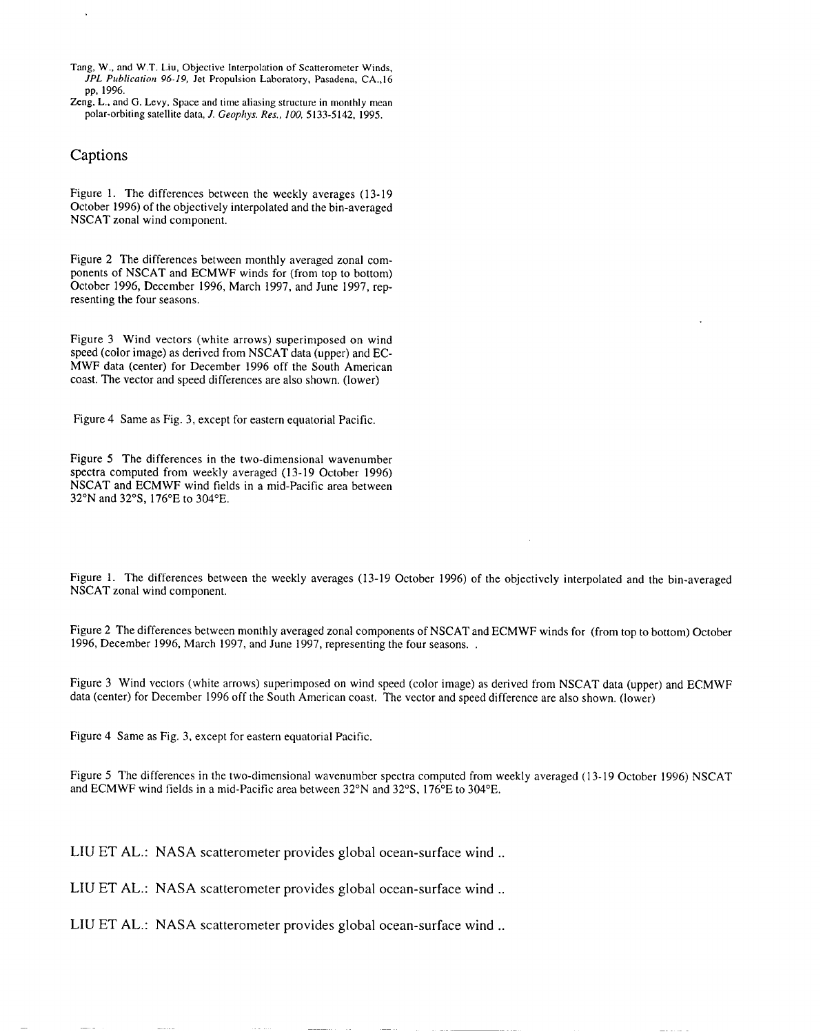Tang, W., and W.T. Liu, Objective Interpolation of Scatterometer Winds, *JPL Publication 96-19*, Jet Propulsion Laboratory, Pasadena, CA.,16 pp, 1996.

Zeng, L., and G. Levy, Space and time aliasing structure in monthly mean polar-orbiting satellite data, *J. Geophys. Res.*, *100*, 5133-5142, 1995.

## Captions

Figure 1. The differences between the weekly averages (13-19 October 1996) of the objectively interpolated and the bin-averaged NSCAT zonal wind component.

Figure 2 The differences between monthly averaged zonal components of NSCAT and ECMWF winds for (from top to bottom) October 1996, December 1996, March 1997, and June 1997, representing the four seasons.

Figure 3 Wind vectors (white arrows) superimposed on wind speed (color image) as derived from NSCAT data (upper) and ECMWF data (center) for December 1996 off the South American coast. The vector and speed differences are also shown. (lower)

Figure 4 Same as Fig. 3, except for eastern equatorial Pacific.

Figure 5 The differences in the two-dimensional wavenumber spectra computed from weekly averaged (13-19 October 1996) NSCAT and ECMWF wind fields in a mid-Pacific area between 32°N and 32°S, 176°E to 304°E.

Figure 1. The differences between the weekly averages (13-19 October 1996) of the objectively interpolated and the bin-averaged NSCAT zonal wind component.

Figure 2 The differences between monthly averaged zonal components of NSCAT and ECMWF winds for (from top to bottom) October 1996, December 1996, March 1997, and June 1997, representing the four seasons. .

Figure 3 Wind vectors (white arrows) superimposed on wind speed (color image) as derived from NSCAT data (upper) and ECMWF data (center) for December 1996 off the South American coast. The vector and speed difference are also shown. (lower)

Figure 4 Same as Fig. 3, except for eastern equatorial Pacific.

Figure 5 The differences in the two-dimensional wavenumber spectra computed from weekly averaged (13-19 October 1996) NSCAT and ECMWF wind fields in a mid-Pacific area between 32°N and 32°S, 176°E to 304°E.

LIU ET AL.: NASA scatterometer provides global ocean-surface wind ..

LIU ET AL.: NASA scatterometer provides global ocean-surface wind ..

LIU ET AL.: NASA scatterometer provides global ocean-surface wind ..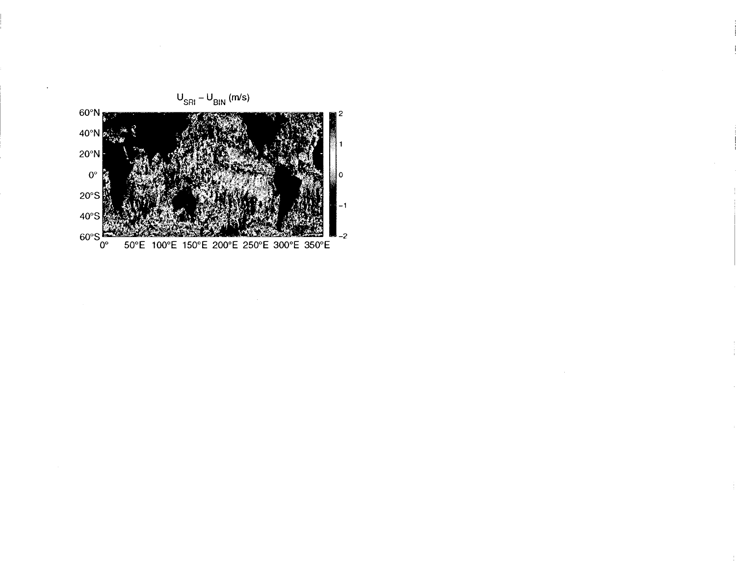$U_{SRI} - U_{BIN}$ (m/s)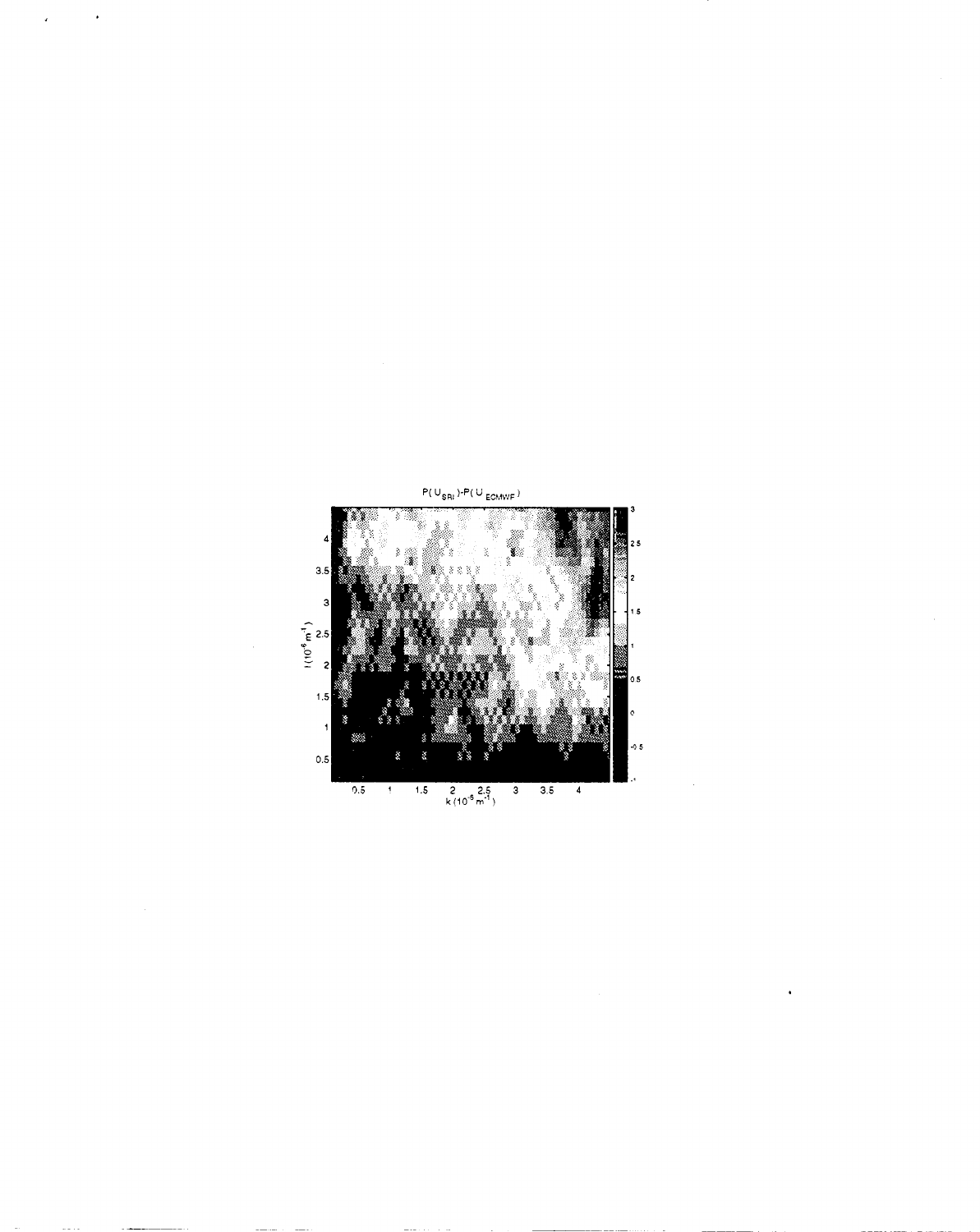$P(U_{SRI})-P(U_{ECMWF})$

$l\,(10^{-6}\,m^{-1})$

4
3.5
3
2.5
2
1.5
1
0.5

0.5 1 1.5 2 2.5 3 3.5 4

$k\,(10^{-6}\,m^{-1})$

3
2.5
2
1.5
1
0.5
0
-0.5
-1